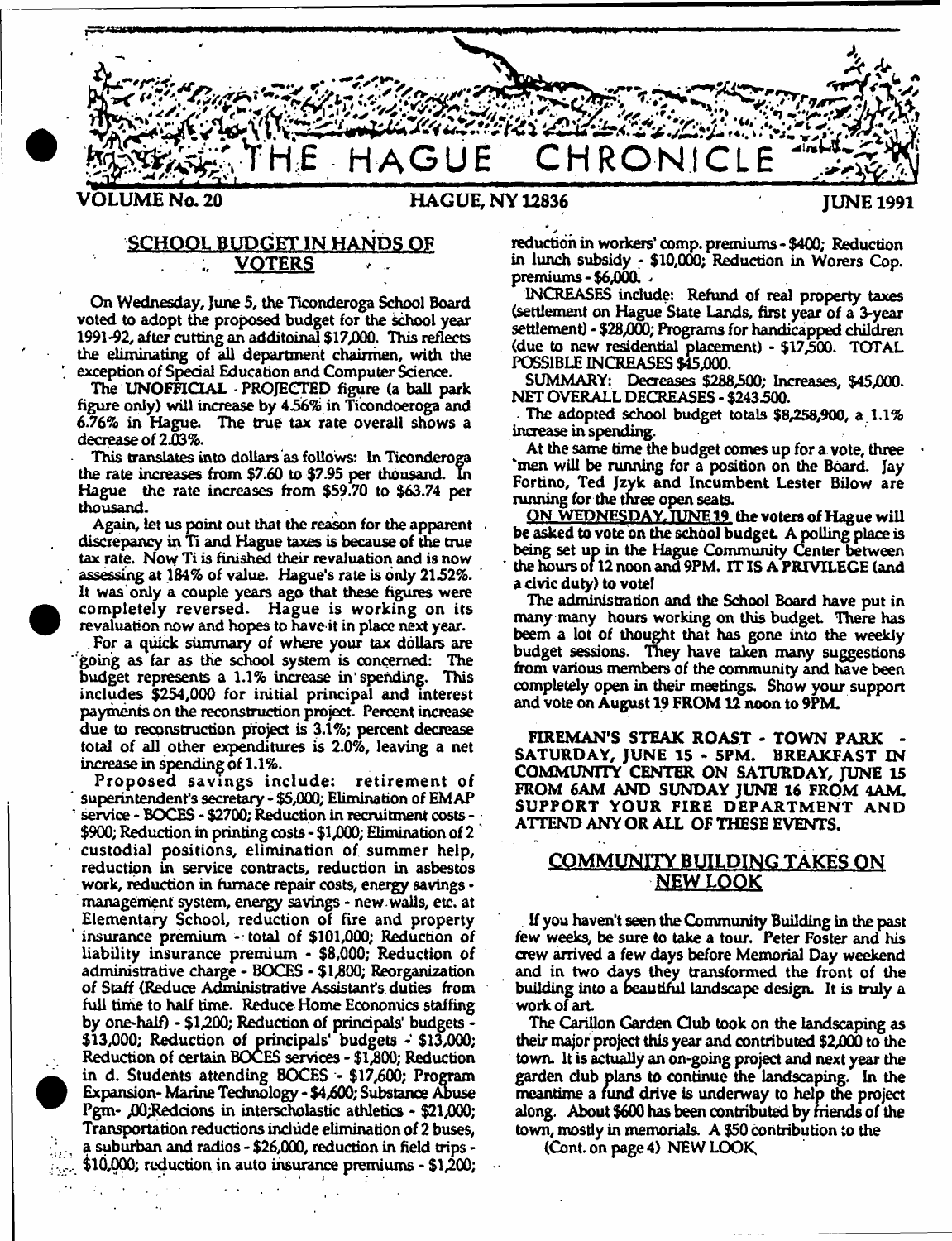# THE HAGUE CHRONICLE

**VOLUME No. 20** — **HAGUE, NY 12836** — **JUNE 1991**

## SCHOOL BUDGET IN HANDS OF VOTERS

On Wednesday, June 5, the Ticonderoga School Board voted to adopt the proposed budget for the school year 1991-92, after cutting an additoinal $17,000. This reflects the eliminating of all department chairmen, with the exception of Special Education and Computer Science.

The UNOFFICIAL PROJECTED figure (a ball park figure only) will increase by 4.56% in Ticondoeroga and 6.76% in Hague. The true tax rate overall shows a decrease of 2.03%.

This translates into dollars as follows: In Ticonderoga the rate increases from $7.60 to $7.95 per thousand. In Hague the rate increases from $59.70 to $63.74 per thousand.

Again, let us point out that the reason for the apparent discrepancy in Ti and Hague taxes is because of the true tax rate. Now Ti is finished their revaluation and is now assessing at 184% of value. Hague's rate is only 21.52%. It was only a couple years ago that these figures were completely reversed. Hague is working on its revaluation now and hopes to have it in place next year.

For a quick summary of where your tax dollars are going as far as the school system is concerned: The budget represents a 1.1% increase in spending. This includes $254,000 for initial principal and interest payments on the reconstruction project. Percent increase due to reconstruction project is 3.1%; percent decrease total of all other expenditures is 2.0%, leaving a net increase in spending of 1.1%.

Proposed savings include: retirement of superintendent's secretary - $5,000; Elimination of EMAP service - BOCES - $2700; Reduction in recruitment costs - $900; Reduction in printing costs - $1,000; Elimination of 2 custodial positions, elimination of summer help, reduction in service contracts, reduction in asbestos work, reduction in furnace repair costs, energy savings - management system, energy savings - new walls, etc. at Elementary School, reduction of fire and property insurance premium - total of $101,000; Reduction of liability insurance premium - $8,000; Reduction of administrative charge - BOCES - $1,800; Reorganization of Staff (Reduce Administrative Assistant's duties from full time to half time. Reduce Home Economics staffing by one-half) - $1,200; Reduction of principals' budgets - $13,000; Reduction of principals' budgets - $13,000; Reduction of certain BOCES services - $1,800; Reduction in d. Students attending BOCES - $17,600; Program Expansion- Marine Technology - $4,600; Substance Abuse Pgm- ,00;Redcions in interscholastic athletics - $21,000; Transportation reductions include elimination of 2 buses, a suburban and radios - $26,000, reduction in field trips - $10,000; reduction in auto insurance premiums - $1,200; reduction in workers' comp. premiums - $400; Reduction in lunch subsidy - $10,000; Reduction in Worers Cop. premiums - $6,000.

INCREASES include: Refund of real property taxes (settlement on Hague State Lands, first year of a 3-year settlement) - $28,000; Programs for handicapped children (due to new residential placement) - $17,500. TOTAL POSSIBLE INCREASES $45,000.

SUMMARY: Decreases $288,500; Increases, $45,000. NET OVERALL DECREASES - $243,500.

The adopted school budget totals $8,258,900, a 1.1% increase in spending.

At the same time the budget comes up for a vote, three men will be running for a position on the Board. Jay Fortino, Ted Jzyk and Incumbent Lester Bilow are running for the three open seats.

**ON WEDNESDAY, JUNE 19 the voters of Hague will be asked to vote on the school budget. A polling place is being set up in the Hague Community Center between the hours of 12 noon and 9PM. IT IS A PRIVILEGE (and a civic duty) to vote!**

The administration and the School Board have put in many many hours working on this budget. There has beem a lot of thought that has gone into the weekly budget sessions. They have taken many suggestions from various members of the community and have been completely open in their meetings. Show your support and vote on **August 19 FROM 12 noon to 9PM.**

**FIREMAN'S STEAK ROAST - TOWN PARK - SATURDAY, JUNE 15 - 5PM. BREAKFAST IN COMMUNITY CENTER ON SATURDAY, JUNE 15 FROM 6AM AND SUNDAY JUNE 16 FROM 4AM. SUPPORT YOUR FIRE DEPARTMENT AND ATTEND ANY OR ALL OF THESE EVENTS.**

## COMMUNITY BUILDING TAKES ON NEW LOOK

If you haven't seen the Community Building in the past few weeks, be sure to take a tour. Peter Foster and his crew arrived a few days before Memorial Day weekend and in two days they transformed the front of the building into a beautiful landscape design. It is truly a work of art.

The Carillon Garden Club took on the landscaping as their major project this year and contributed $2,000 to the town. It is actually an on-going project and next year the garden club plans to continue the landscaping. In the meantime a fund drive is underway to help the project along. About $600 has been contributed by friends of the town, mostly in memorials. A $50 contribution to the

(Cont. on page 4) NEW LOOK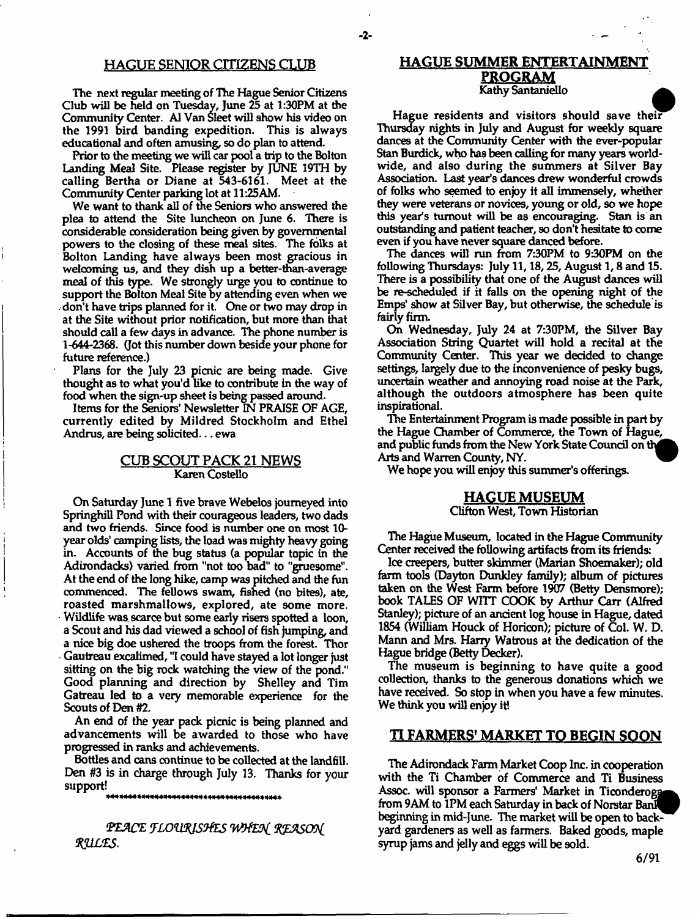## HAGUE SENIOR CITIZENS CLUB

The next regular meeting of The Hague Senior Citizens Club will be held on Tuesday, June 25 at 1:30PM at the Community Center. Al Van Sleet will show his video on the 1991 bird banding expedition. This is always educational and often amusing, so do plan to attend.

Prior to the meeting we will car pool a trip to the Bolton Landing Meal Site. Please register by JUNE 19TH by calling Bertha or Diane at 543-6161. Meet at the Community Center parking lot at 11:25AM.

We want to thank all of the Seniors who answered the plea to attend the Site luncheon on June 6. There is considerable consideration being given by governmental powers to the closing of these meal sites. The folks at Bolton Landing have always been most gracious in welcoming us, and they dish up a better-than-average meal of this type. We strongly urge you to continue to support the Bolton Meal Site by attending even when we don't have trips planned for it. One or two may drop in at the Site without prior notification, but more than that should call a few days in advance. The phone number is 1-644-2368. (Jot this number down beside your phone for future reference.)

Plans for the July 23 picnic are being made. Give thought as to what you'd like to contribute in the way of food when the sign-up sheet is being passed around.

Items for the Seniors' Newsletter IN PRAISE OF AGE, currently edited by Mildred Stockholm and Ethel Andrus, are being solicited... ewa

## CUB SCOUT PACK 21 NEWS

Karen Costello

On Saturday June 1 five brave Webelos journeyed into Springhill Pond with their courageous leaders, two dads and two friends. Since food is number one on most 10-year olds' camping lists, the load was mighty heavy going in. Accounts of the bug status (a popular topic in the Adirondacks) varied from "not too bad" to "gruesome". At the end of the long hike, camp was pitched and the fun commenced. The fellows swam, fished (no bites), ate, roasted marshmallows, explored, ate some more. Wildlife was scarce but some early risers spotted a loon, a Scout and his dad viewed a school of fish jumping, and a nice big doe ushered the troops from the forest. Thor Gautreau excalimed, "I could have stayed a lot longer just sitting on the big rock watching the view of the pond." Good planning and direction by Shelley and Tim Gatreau led to a very memorable experience for the Scouts of Den #2.

An end of the year pack picnic is being planned and advancements will be awarded to those who have progressed in ranks and achievements.

Bottles and cans continue to be collected at the landfill. Den #3 is in charge through July 13. Thanks for your support!

*PEACE FLOURISHES WHEN REASON RULES.*

## HAGUE SUMMER ENTERTAINMENT PROGRAM

Kathy Santaniello

Hague residents and visitors should save their Thursday nights in July and August for weekly square dances at the Community Center with the ever-popular Stan Burdick, who has been calling for many years worldwide, and also during the summers at Silver Bay Association. Last year's dances drew wonderful crowds of folks who seemed to enjoy it all immensely, whether they were veterans or novices, young or old, so we hope this year's turnout will be as encouraging. Stan is an outstanding and patient teacher, so don't hesitate to come even if you have never square danced before.

The dances will run from 7:30PM to 9:30PM on the following Thursdays: July 11, 18, 25, August 1, 8 and 15. There is a possibility that one of the August dances will be re-scheduled if it falls on the opening night of the Emps' show at Silver Bay, but otherwise, the schedule is fairly firm.

On Wednesday, July 24 at 7:30PM, the Silver Bay Association String Quartet will hold a recital at the Community Center. This year we decided to change settings, largely due to the inconvenience of pesky bugs, uncertain weather and annoying road noise at the Park, although the outdoors atmosphere has been quite inspirational.

The Entertainment Program is made possible in part by the Hague Chamber of Commerce, the Town of Hague, and public funds from the New York State Council on the Arts and Warren County, NY.

We hope you will enjoy this summer's offerings.

## HAGUE MUSEUM

Clifton West, Town Historian

The Hague Museum, located in the Hague Community Center received the following artifacts from its friends:

Ice creepers, butter skimmer (Marian Shoemaker); old farm tools (Dayton Dunkley family); album of pictures taken on the West Farm before 1907 (Betty Densmore); book TALES OF WITT COOK by Arthur Carr (Alfred Stanley); picture of an ancient log house in Hague, dated 1854 (William Houck of Horicon); picture of Col. W. D. Mann and Mrs. Harry Watrous at the dedication of the Hague bridge (Betty Decker).

The museum is beginning to have quite a good collection, thanks to the generous donations which we have received. So stop in when you have a few minutes. We think you will enjoy it!

## TI FARMERS' MARKET TO BEGIN SOON

The Adirondack Farm Market Coop Inc. in cooperation with the Ti Chamber of Commerce and Ti Business Assoc. will sponsor a Farmers' Market in Ticonderoga from 9AM to 1PM each Saturday in back of Norstar Bank beginning in mid-June. The market will be open to backyard gardeners as well as farmers. Baked goods, maple syrup jams and jelly and eggs will be sold.

6/91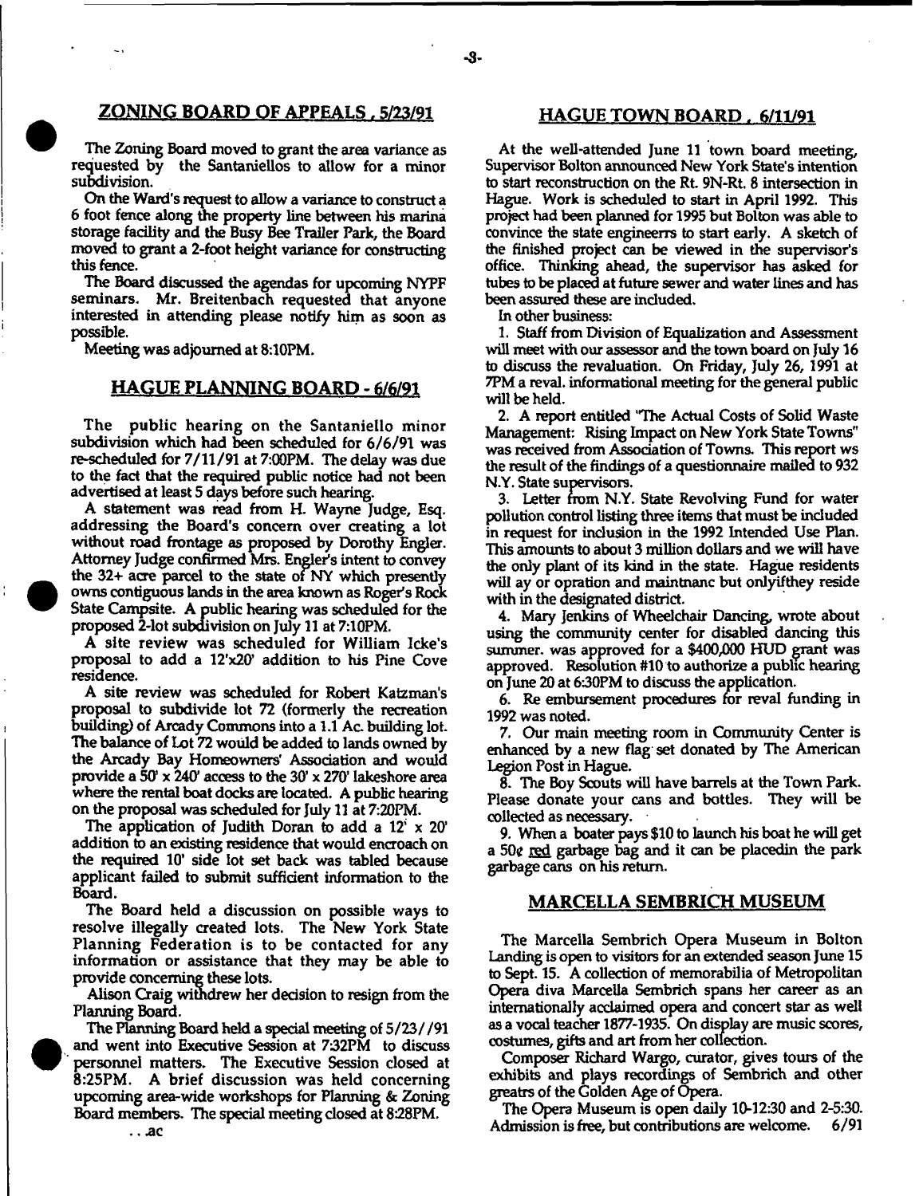## ZONING BOARD OF APPEALS, 5/23/91

The Zoning Board moved to grant the area variance as requested by the Santaniellos to allow for a minor subdivision.

On the Ward's request to allow a variance to construct a 6 foot fence along the property line between his marina storage facility and the Busy Bee Trailer Park, the Board moved to grant a 2-foot height variance for constructing this fence.

The Board discussed the agendas for upcoming NYPF seminars. Mr. Breitenbach requested that anyone interested in attending please notify him as soon as possible.

Meeting was adjourned at 8:10PM.

## HAGUE PLANNING BOARD - 6/6/91

The public hearing on the Santaniello minor subdivision which had been scheduled for 6/6/91 was re-scheduled for 7/11/91 at 7:00PM. The delay was due to the fact that the required public notice had not been advertised at least 5 days before such hearing.

A statement was read from H. Wayne Judge, Esq. addressing the Board's concern over creating a lot without road frontage as proposed by Dorothy Engler. Attorney Judge confirmed Mrs. Engler's intent to convey the 32+ acre parcel to the state of NY which presently owns contiguous lands in the area known as Roger's Rock State Campsite. A public hearing was scheduled for the proposed 2-lot subdivision on July 11 at 7:10PM.

A site review was scheduled for William Icke's proposal to add a 12'x20' addition to his Pine Cove residence.

A site review was scheduled for Robert Katzman's proposal to subdivide lot 72 (formerly the recreation building) of Arcady Commons into a 1.1 Ac. building lot. The balance of Lot 72 would be added to lands owned by the Arcady Bay Homeowners' Association and would provide a 50' x 240' access to the 30' x 270' lakeshore area where the rental boat docks are located. A public hearing on the proposal was scheduled for July 11 at 7:20PM.

The application of Judith Doran to add a 12' x 20' addition to an existing residence that would encroach on the required 10' side lot set back was tabled because applicant failed to submit sufficient information to the Board.

The Board held a discussion on possible ways to resolve illegally created lots. The New York State Planning Federation is to be contacted for any information or assistance that they may be able to provide concerning these lots.

Alison Craig withdrew her decision to resign from the Planning Board.

The Planning Board held a special meeting of 5/23//91 and went into Executive Session at 7:32PM to discuss personnel matters. The Executive Session closed at 8:25PM. A brief discussion was held concerning upcoming area-wide workshops for Planning & Zoning Board members. The special meeting closed at 8:28PM.

. . .ac

## HAGUE TOWN BOARD, 6/11/91

At the well-attended June 11 town board meeting, Supervisor Bolton announced New York State's intention to start reconstruction on the Rt. 9N-Rt. 8 intersection in Hague. Work is scheduled to start in April 1992. This project had been planned for 1995 but Bolton was able to convince the state engineerrs to start early. A sketch of the finished project can be viewed in the supervisor's office. Thinking ahead, the supervisor has asked for tubes to be placed at future sewer and water lines and has been assured these are included.

In other business:

1. Staff from Division of Equalization and Assessment will meet with our assessor and the town board on July 16 to discuss the revaluation. On Friday, July 26, 1991 at 7PM a reval. informational meeting for the general public will be held.

2. A report entitled "The Actual Costs of Solid Waste Management: Rising Impact on New York State Towns" was received from Association of Towns. This report ws the result of the findings of a questionnaire mailed to 932 N.Y. State supervisors.

3. Letter from N.Y. State Revolving Fund for water pollution control listing three items that must be included in request for inclusion in the 1992 Intended Use Plan. This amounts to about 3 million dollars and we will have the only plant of its kind in the state. Hague residents will ay or opration and maintnanc but onlyifthey reside with in the designated district.

4. Mary Jenkins of Wheelchair Dancing, wrote about using the community center for disabled dancing this summer. was approved for a $400,000 HUD grant was approved. Resolution #10 to authorize a public hearing on June 20 at 6:30PM to discuss the application.

6. Re embursement procedures for reval funding in 1992 was noted.

7. Our main meeting room in Community Center is enhanced by a new flag set donated by The American Legion Post in Hague.

8. The Boy Scouts will have barrels at the Town Park. Please donate your cans and bottles. They will be collected as necessary.

9. When a boater pays $10 to launch his boat he will get a 50¢ red garbage bag and it can be placedin the park garbage cans on his return.

## MARCELLA SEMBRICH MUSEUM

The Marcella Sembrich Opera Museum in Bolton Landing is open to visitors for an extended season June 15 to Sept. 15. A collection of memorabilia of Metropolitan Opera diva Marcella Sembrich spans her career as an internationally acclaimed opera and concert star as well as a vocal teacher 1877-1935. On display are music scores, costumes, gifts and art from her collection.

Composer Richard Wargo, curator, gives tours of the exhibits and plays recordings of Sembrich and other greatrs of the Golden Age of Opera.

The Opera Museum is open daily 10-12:30 and 2-5:30. Admission is free, but contributions are welcome. 6/91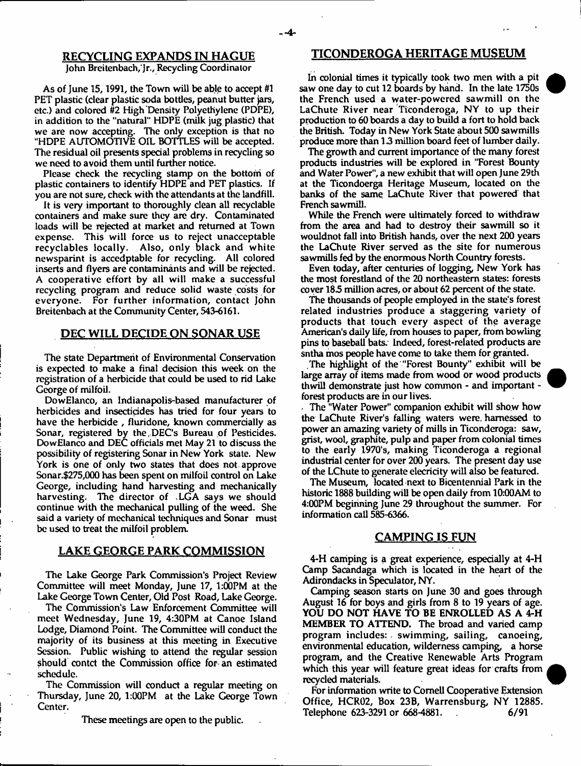## RECYCLING EXPANDS IN HAGUE

John Breitenbach, Jr., Recycling Coordinator

As of June 15, 1991, the Town will be able to accept #1 PET plastic (clear plastic soda bottles, peanut butter jars, etc.) and colored #2 High Density Polyethylene (PDPE), in addition to the "natural" HDPE (milk jug plastic) that we are now accepting. The only exception is that no "HDPE AUTOMOTIVE OIL BOTTLES will be accepted. The residual oil presents special problems in recycling so we need to avoid them until further notice.

Please check the recycling stamp on the bottom of plastic containers to identify HDPE and PET plastics. If you are not sure, check with the attendants at the landfill.

It is very important to thoroughly clean all recyclable containers and make sure they are dry. Contaminated loads will be rejected at market and returned at Town expense. This will force us to reject unacceptable recyclables locally. Also, only black and white newsparint is accedptable for recycling. All colored inserts and flyers are contaminants and will be rejected. A cooperative effort by all will make a successful recycling program and reduce solid waste costs for everyone. For further information, contact John Breitenbach at the Community Center, 543-6161.

## DEC WILL DECIDE ON SONAR USE

The state Department of Environmental Conservation is expected to make a final decision this week on the registration of a herbicide that could be used to rid Lake George of milfoil.

DowElanco, an Indianapolis-based manufacturer of herbicides and insecticides has tried for four years to have the herbicide , fluridone, known commercially as Sonar, registered by the DEC's Bureau of Pesticides. DowElanco and DEC officials met May 21 to discuss the possibility of registering Sonar in New York state. New York is one of only two states that does not approve Sonar.$275,000 has been spent on milfoil control on Lake George, including hand harvesting and mechanically harvesting. The director of LGA says we should continue with the mechanical pulling of the weed. She said a variety of mechanical techniques and Sonar must be used to treat the milfoil problem.

## LAKE GEORGE PARK COMMISSION

The Lake George Park Commission's Project Review Committee will meet Monday, June 17, 1:00PM at the Lake George Town Center, Old Post Road, Lake George.

The Commission's Law Enforcement Committee will meet Wednesday, June 19, 4:30PM at Canoe Island Lodge, Diamond Point. The Committee will conduct the majority of its business at this meeting in Executive Session. Public wishing to attend the regular session should contct the Commission office for an estimated schedule.

The Commission will conduct a regular meeting on Thursday, June 20, 1:00PM at the Lake George Town Center.

These meetings are open to the public.

## TICONDEROGA HERITAGE MUSEUM

In colonial times it typically took two men with a pit saw one day to cut 12 boards by hand. In the late 1750s the French used a water-powered sawmill on the LaChute River near Ticonderoga, NY to up their production to 60 boards a day to build a fort to hold back the British. Today in New York State about 500 sawmills produce more than 1.3 million board feet of lumber daily.

The growth and current importance of the many forest products industries will be explored in "Forest Bounty and Water Power", a new exhibit that will open June 29th at the Ticondoerga Heritage Museum, located on the banks of the same LaChute River that powered that French sawmill.

While the French were ultimately forced to withdraw from the area and had to destroy their sawmill so it wouldnot fall into British hands, over the next 200 years the LaChute River served as the site for numerous sawmills fed by the enormous North Country forests.

Even today, after centuries of logging, New York has the most forestland of the 20 northeastern states: forests cover 18.5 million acres, or about 62 percent of the state.

The thousands of people employed in the state's forest related industries produce a staggering variety of products that touch every aspect of the average American's daily life, from houses to paper, from bowling pins to baseball bats. Indeed, forest-related products are sntha mos people have come to take them for granted.

The highlight of the "Forest Bounty" exhibit will be large array of items made from wood or wood products thwill demonstrate just how common - and important - forest products are in our lives.

The "Water Power" companion exhibit will show how the LaChute River's falling waters were harnessed to power an amazing variety of mills in Ticonderoga: saw, grist, wool, graphite, pulp and paper from colonial times to the early 1970's, making Ticonderoga a regional industrial center for over 200 years. The present day use of the LChute to generate elecricity will also be featured.

The Museum, located next to Bicentennial Park in the historic 1888 building will be open daily from 10:00AM to 4:00PM beginning June 29 throughout the summer. For information call 585-6366.

## CAMPING IS FUN

4-H camping is a great experience, especially at 4-H Camp Sacandaga which is located in the heart of the Adirondacks in Speculator, NY.

Camping season starts on June 30 and goes through August 16 for boys and girls from 8 to 19 years of age. **YOU DO NOT HAVE TO BE ENROLLED AS A 4-H MEMBER TO ATTEND.** The broad and varied camp program includes: swimming, sailing, canoeing, environmental education, wilderness camping, a horse program, and the Creative Renewable Arts Program which this year will feature great ideas for crafts from recycled materials.

For information write to Cornell Cooperative Extension Office, HCR02, Box 23B, Warrensburg, NY 12885. Telephone 623-3291 or 668-4881. 6/91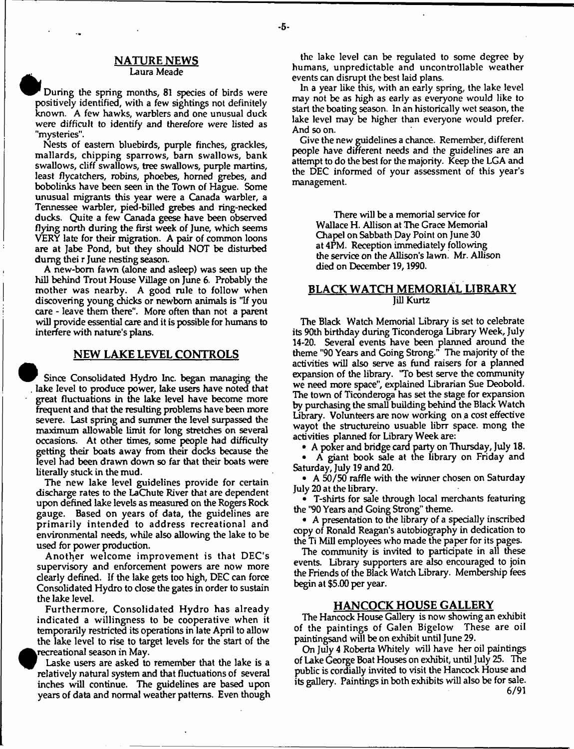## NATURE NEWS

Laura Meade

During the spring months, 81 species of birds were positively identified, with a few sightings not definitely known. A few hawks, warblers and one unusual duck were difficult to identify and therefore were listed as "mysteries".

Nests of eastern bluebirds, purple finches, grackles, mallards, chipping sparrows, barn swallows, bank swallows, cliff swallows, tree swallows, purple martins, least flycatchers, robins, phoebes, horned grebes, and bobolinks have been seen in the Town of Hague. Some unusual migrants this year were a Canada warbler, a Tennessee warbler, pied-billed grebes and ring-necked ducks. Quite a few Canada geese have been observed flying north during the first week of June, which seems VERY late for their migration. A pair of common loons are at Jabe Pond, but they should NOT be disturbed durng thei r June nesting season.

A new-born fawn (alone and asleep) was seen up the hill behind Trout House Village on June 6. Probably the mother was nearby. A good rule to follow when discovering young chicks or newborn animals is "If you care - leave them there". More often than not a parent will provide essential care and it is possible for humans to interfere with nature's plans.

## NEW LAKE LEVEL CONTROLS

Since Consolidated Hydro Inc. began managing the lake level to produce power, lake users have noted that great fluctuations in the lake level have become more frequent and that the resulting problems have been more severe. Last spring and summer the level surpassed the maximum allowable limit for long stretches on several occasions. At other times, some people had difficulty getting their boats away from their docks because the level had been drawn down so far that their boats were literally stuck in the mud.

The new lake level guidelines provide for certain discharge rates to the LaChute River that are dependent upon defined lake levels as measured on the Rogers Rock gauge. Based on years of data, the guidelines are primarily intended to address recreational and environmental needs, while also allowing the lake to be used for power production.

Another welcome improvement is that DEC's supervisory and enforcement powers are now more clearly defined. If the lake gets too high, DEC can force Consolidated Hydro to close the gates in order to sustain the lake level.

Furthermore, Consolidated Hydro has already indicated a willingness to be cooperative when it temporarily restricted its operations in late April to allow the lake level to rise to target levels for the start of the recreational season in May.

Laske users are asked to remember that the lake is a relatively natural system and that fluctuations of several inches will continue. The guidelines are based upon years of data and normal weather patterns. Even though the lake level can be regulated to some degree by humans, unpredictable and uncontrollable weather events can disrupt the best laid plans.

In a year like this, with an early spring, the lake level may not be as high as early as everyone would like to start the boating season. In an historically wet season, the lake level may be higher than everyone would prefer. And so on.

Give the new guidelines a chance. Remember, different people have different needs and the guidelines are an attempt to do the best for the majority. Keep the LGA and the DEC informed of your assessment of this year's management.

> There will be a memorial service for Wallace H. Allison at The Grace Memorial Chapel on Sabbath Day Point on June 30 at 4PM. Reception immediately following the service on the Allison's lawn. Mr. Allison died on December 19, 1990.

## BLACK WATCH MEMORIAL LIBRARY

Jill Kurtz

The Black Watch Memorial Library is set to celebrate its 90th birthday during Ticonderoga Library Week, July 14-20. Several events have been planned around the theme "90 Years and Going Strong." The majority of the activities will also serve as fund raisers for a planned expansion of the library. "To best serve the community we need more space", explained Librarian Sue Deobold. The town of Ticonderoga has set the stage for expansion by purchasing the small building behind the Black Watch Library. Volunteers are now working on a cost effective wayot the structureino usuable librr space. mong the activities planned for Library Week are:

- A poker and bridge card party on Thursday, July 18.
- A giant book sale at the library on Friday and Saturday, July 19 and 20.
- A 50/50 raffle with the winner chosen on Saturday July 20 at the library.
- T-shirts for sale through local merchants featuring the "90 Years and Going Strong" theme.
- A presentation to the library of a specially inscribed copy of Ronald Reagan's autobiography in dedication to the Ti Mill employees who made the paper for its pages.

The community is invited to participate in all these events. Library supporters are also encouraged to join the Friends of the Black Watch Library. Membership fees begin at $5.00 per year.

## HANCOCK HOUSE GALLERY

The Hancock House Gallery is now showing an exhibit of the paintings of Galen Bigelow These are oil paintingsand will be on exhibit until June 29.

On July 4 Roberta Whitely will have her oil paintings of Lake George Boat Houses on exhibit, until July 25. The public is cordially invited to visit the Hancock House and its gallery. Paintings in both exhibits will also be for sale.

6/91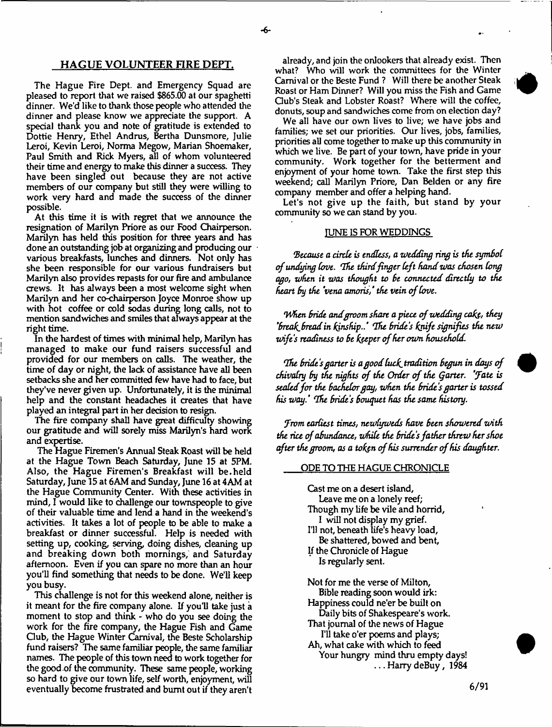## HAGUE VOLUNTEER FIRE DEPT.

The Hague Fire Dept. and Emergency Squad are pleased to report that we raised $865.00 at our spaghetti dinner. We'd like to thank those people who attended the dinner and please know we appreciate the support. A special thank you and note of gratitude is extended to Dottie Henry, Ethel Andrus, Bertha Dunsmore, Julie Leroi, Kevin Leroi, Norma Megow, Marian Shoemaker, Paul Smith and Rick Myers, all of whom volunteered their time and energy to make this dinner a success. They have been singled out because they are not active members of our company but still they were willing to work very hard and made the success of the dinner possible.

At this time it is with regret that we announce the resignation of Marilyn Priore as our Food Chairperson. Marilyn has held this position for three years and has done an outstanding job at organizing and producing our various breakfasts, lunches and dinners. Not only has she been responsible for our various fundraisers but Marilyn also provides repasts for our fire and ambulance crews. It has always been a most welcome sight when Marilyn and her co-chairperson Joyce Monroe show up with hot coffee or cold sodas during long calls, not to mention sandwiches and smiles that always appear at the right time.

In the hardest of times with minimal help, Marilyn has managed to make our fund raisers successful and provided for our members on calls. The weather, the time of day or night, the lack of assistance have all been setbacks she and her committed few have had to face, but they've never given up. Unfortunately, it is the minimal help and the constant headaches it creates that have played an integral part in her decision to resign.

The fire company shall have great difficulty showing our gratitude and will sorely miss Marilyn's hard work and expertise.

The Hague Firemen's Annual Steak Roast will be held at the Hague Town Beach Saturday, June 15 at 5PM. Also, the Hague Firemen's Breakfast will be held Saturday, June 15 at 6AM and Sunday, June 16 at 4AM at the Hague Community Center. With these activities in mind, I would like to challenge our townspeople to give of their valuable time and lend a hand in the weekend's activities. It takes a lot of people to be able to make a breakfast or dinner successful. Help is needed with setting up, cooking, serving, doing dishes, cleaning up and breaking down both mornings, and Saturday afternoon. Even if you can spare no more than an hour you'll find something that needs to be done. We'll keep you busy.

This challenge is not for this weekend alone, neither is it meant for the fire company alone. If you'll take just a moment to stop and think - who do you see doing the work for the fire company, the Hague Fish and Game Club, the Hague Winter Carnival, the Beste Scholarship fund raisers? The same familiar people, the same familiar names. The people of this town need to work together for the good of the community. These same people, working so hard to give our town life, self worth, enjoyment, will eventually become frustrated and burnt out if they aren't already, and join the onlookers that already exist. Then what? Who will work the committees for the Winter Carnival or the Beste Fund ? Will there be another Steak Roast or Ham Dinner? Will you miss the Fish and Game Club's Steak and Lobster Roast? Where will the coffee, donuts, soup and sandwiches come from on election day?

We all have our own lives to live; we have jobs and families; we set our priorities. Our lives, jobs, families, priorities all come together to make up this community in which we live. Be part of your town, have pride in your community. Work together for the betterment and enjoyment of your home town. Take the first step this weekend; call Marilyn Priore, Dan Belden or any fire company member and offer a helping hand.

Let's not give up the faith, but stand by your community so we can stand by you.

### JUNE IS FOR WEDDINGS

*Because a circle is endless, a wedding ring is the symbol of undying love. The third finger left hand was chosen long ago, when it was thought to be connected directly to the heart by the 'vena amoris,' the vein of love.*

*When bride and groom share a piece of wedding cake, they 'break bread in kinship..' The bride's knife signifies the new wife's readiness to be keeper of her own household.*

*The bride's garter is a good luck tradition begun in days of chivalry by the nights of the Order of the Garter. 'Fate is sealed for the bachelor guy, when the bride's garter is tossed his way.' The bride's bouquet has the same history.*

*From earliest times, newlyweds have been showered with the rice of abundance, while the bride's father threw her shoe after the groom, as a token of his surrender of his daughter.*

### ODE TO THE HAGUE CHRONICLE

Cast me on a desert island,
  Leave me on a lonely reef;
Though my life be vile and horrid,
  I will not display my grief.
I'll not, beneath life's heavy load,
  Be shattered, bowed and bent,
If the Chronicle of Hague
  Is regularly sent.

Not for me the verse of Milton,
  Bible reading soon would irk:
Happiness could ne'er be built on
  Daily bits of Shakespeare's work.
That journal of the news of Hague
  I'll take o'er poems and plays;
Ah, what cake with which to feed
  Your hungry mind thru empty days!

... Harry deBuy, 1984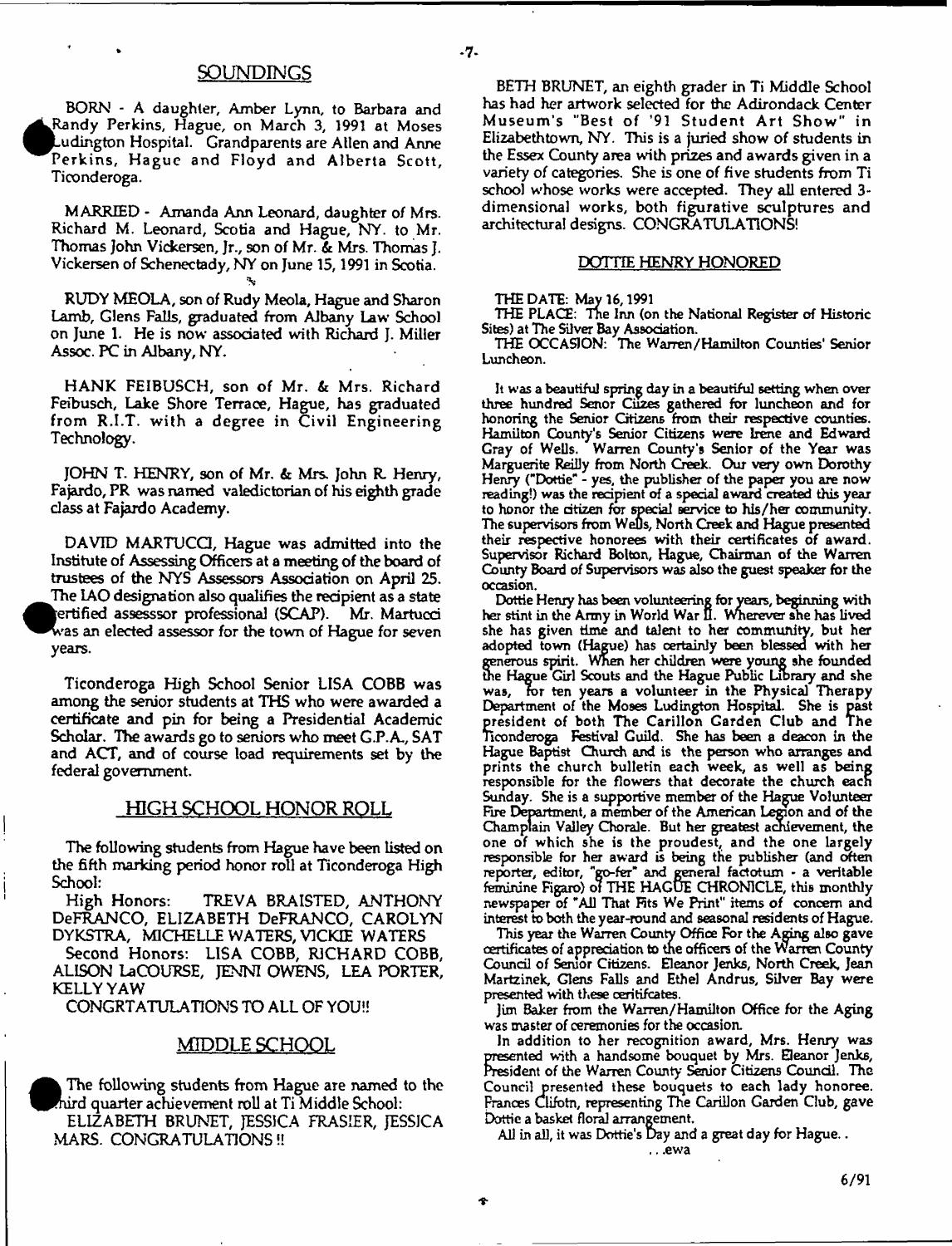## SOUNDINGS

BORN - A daughter, Amber Lynn, to Barbara and Randy Perkins, Hague, on March 3, 1991 at Moses Ludington Hospital. Grandparents are Allen and Anne Perkins, Hague and Floyd and Alberta Scott, Ticonderoga.

MARRIED - Amanda Ann Leonard, daughter of Mrs. Richard M. Leonard, Scotia and Hague, NY. to Mr. Thomas John Vickersen, Jr., son of Mr. & Mrs. Thomas J. Vickersen of Schenectady, NY on June 15, 1991 in Scotia.

RUDY MEOLA, son of Rudy Meola, Hague and Sharon Lamb, Glens Falls, graduated from Albany Law School on June 1. He is now associated with Richard J. Miller Assoc. PC in Albany, NY.

HANK FEIBUSCH, son of Mr. & Mrs. Richard Feibusch, Lake Shore Terrace, Hague, has graduated from R.I.T. with a degree in Civil Engineering Technology.

JOHN T. HENRY, son of Mr. & Mrs. John R. Henry, Fajardo, PR was named valedictorian of his eighth grade class at Fajardo Academy.

DAVID MARTUCCI, Hague was admitted into the Institute of Assessing Officers at a meeting of the board of trustees of the NYS Assessors Association on April 25. The IAO designation also qualifies the recipient as a state certified assesssor professional (SCAP). Mr. Martucci was an elected assessor for the town of Hague for seven years.

Ticonderoga High School Senior LISA COBB was among the senior students at THS who were awarded a certificate and pin for being a Presidential Academic Scholar. The awards go to seniors who meet G.P.A., SAT and ACT, and of course load requirements set by the federal government.

## HIGH SCHOOL HONOR ROLL

The following students from Hague have been listed on the fifth marking period honor roll at Ticonderoga High School:

High Honors: TREVA BRAISTED, ANTHONY DeFRANCO, ELIZABETH DeFRANCO, CAROLYN DYKSTRA, MICHELLE WATERS, VICKIE WATERS

Second Honors: LISA COBB, RICHARD COBB, ALISON LaCOURSE, JENNI OWENS, LEA PORTER, KELLY YAW

CONGRTATULATIONS TO ALL OF YOU!!

## MIDDLE SCHOOL

The following students from Hague are named to the third quarter achievement roll at Ti Middle School:

ELIZABETH BRUNET, JESSICA FRASIER, JESSICA MARS. CONGRATULATIONS !!

BETH BRUNET, an eighth grader in Ti Middle School has had her artwork selected for the Adirondack Center Museum's "Best of '91 Student Art Show" in Elizabethtown, NY. This is a juried show of students in the Essex County area with prizes and awards given in a variety of categories. She is one of five students from Ti school whose works were accepted. They all entered 3-dimensional works, both figurative sculptures and architectural designs. CONGRATULATIONS!

## DOTTIE HENRY HONORED

THE DATE: May 16, 1991

THE PLACE: The Inn (on the National Register of Historic Sites) at The Silver Bay Association.

THE OCCASION: The Warren/Hamilton Counties' Senior Luncheon.

It was a beautiful spring day in a beautiful setting when over three hundred Senor Citizes gathered for luncheon and for honoring the Senior Citizens from their respective counties. Hamilton County's Senior Citizens were Irene and Edward Gray of Wells. Warren County's Senior of the Year was Marguerite Reilly from North Creek. Our very own Dorothy Henry ("Dottie" - yes, the publisher of the paper you are now reading!) was the recipient of a special award created this year to honor the citizen for special service to his/her community. The supervisors from Wells, North Creek and Hague presented their respective honorees with their certificates of award. Supervisor Richard Bolton, Hague, Chairman of the Warren County Board of Supervisors was also the guest speaker for the occasion.

Dottie Henry has been volunteering for years, beginning with her stint in the Army in World War II. Wherever she has lived she has given time and talent to her community, but her adopted town (Hague) has certainly been blessed with her generous spirit. When her children were young she founded the Hague Girl Scouts and the Hague Public Library and she was, for ten years a volunteer in the Physical Therapy Department of the Moses Ludington Hospital. She is past president of both The Carillon Garden Club and The Ticonderoga Festival Guild. She has been a deacon in the Hague Baptist Church and is the person who arranges and prints the church bulletin each week, as well as being responsible for the flowers that decorate the church each Sunday. She is a supportive member of the Hague Volunteer Fire Department, a member of the American Legion and of the Champlain Valley Chorale. But her greatest achievement, the one of which she is the proudest, and the one largely responsible for her award is being the publisher (and often reporter, editor, "go-fer" and general factotum - a veritable feminine Figaro) of THE HAGUE CHRONICLE, this monthly newspaper of "All That Fits We Print" items of concern and interest to both the year-round and seasonal residents of Hague.

This year the Warren County Office For the Aging also gave certificates of appreciation to the officers of the Warren County Council of Senior Citizens. Eleanor Jenks, North Creek, Jean Martzinek, Glens Falls and Ethel Andrus, Silver Bay were presented with these ceritifcates.

Jim Baker from the Warren/Hamilton Office for the Aging was master of ceremonies for the occasion.

In addition to her recognition award, Mrs. Henry was presented with a handsome bouquet by Mrs. Eleanor Jenks, President of the Warren County Senior Citizens Council. The Council presented these bouquets to each lady honoree. Frances Clifotn, representing The Carillon Garden Club, gave Dottie a basket floral arrangement.

All in all, it was Dottie's Day and a great day for Hague..

. . .ewa

6/91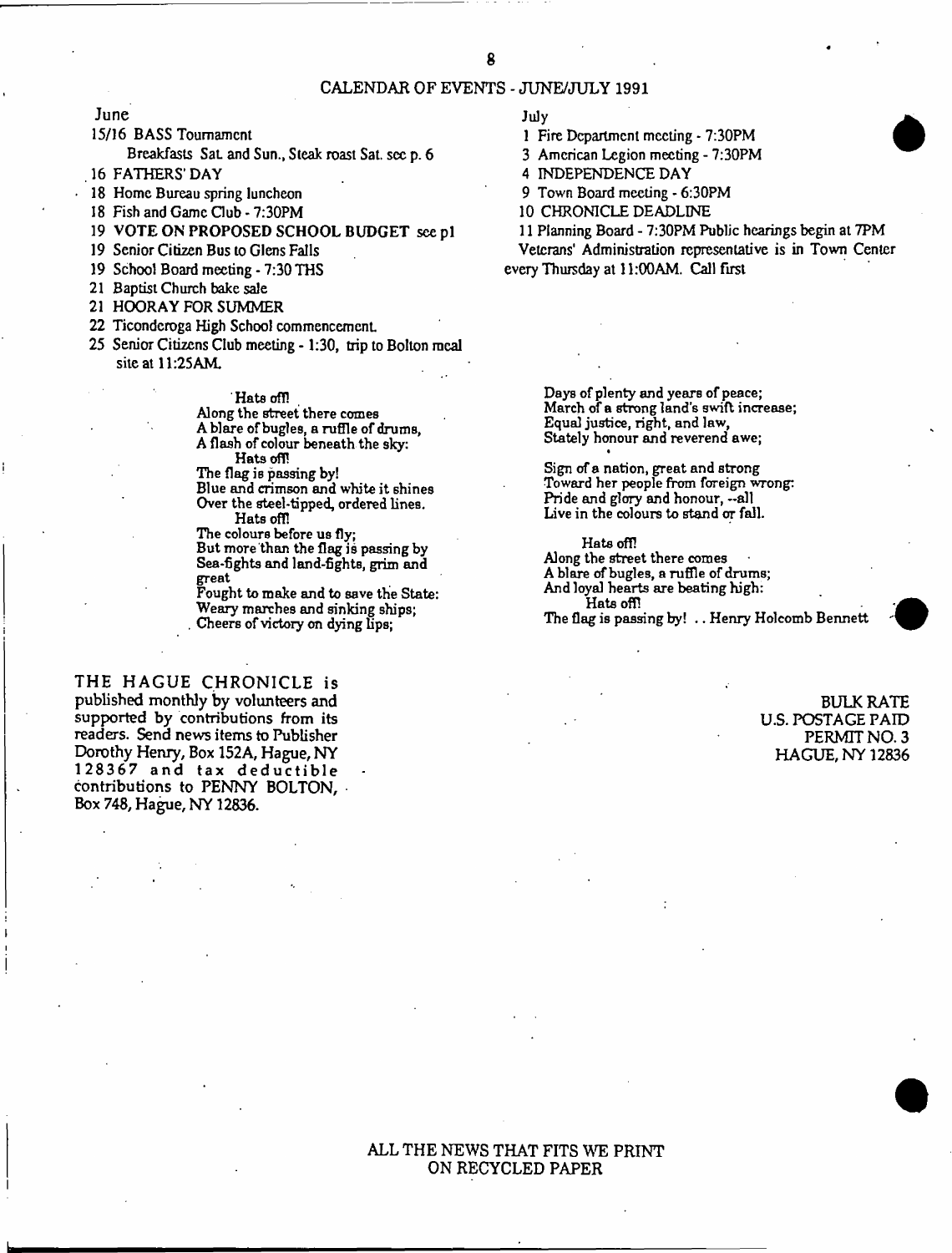## CALENDAR OF EVENTS - JUNE/JULY 1991

**June**

15/16 BASS Tournament
Breakfasts Sat. and Sun., Steak roast Sat. see p. 6
16 FATHERS' DAY
18 Home Bureau spring luncheon
18 Fish and Game Club - 7:30PM
19 **VOTE ON PROPOSED SCHOOL BUDGET** see p1
19 Senior Citizen Bus to Glens Falls
19 School Board meeting - 7:30 THS
21 Baptist Church bake sale
21 HOORAY FOR SUMMER
22 Ticonderoga High School commencement.
25 Senior Citizens Club meeting - 1:30, trip to Bolton meal site at 11:25AM.

**July**

1 Fire Department meeting - 7:30PM
3 American Legion meeting - 7:30PM
4 INDEPENDENCE DAY
9 Town Board meeting - 6:30PM
10 CHRONICLE DEADLINE
11 Planning Board - 7:30PM Public hearings begin at 7PM
Veterans' Administration representative is in Town Center every Thursday at 11:00AM. Call first

Hats off!
Along the street there comes
A blare of bugles, a ruffle of drums,
A flash of colour beneath the sky:
Hats off!
The flag is passing by!
Blue and crimson and white it shines
Over the steel-tipped, ordered lines.
Hats off!
The colours before us fly;
But more than the flag is passing by
Sea-fights and land-fights, grim and great
Fought to make and to save the State:
Weary marches and sinking ships;
Cheers of victory on dying lips;

Days of plenty and years of peace;
March of a strong land's swift increase;
Equal justice, right, and law,
Stately honour and reverend awe;

Sign of a nation, great and strong
Toward her people from foreign wrong:
Pride and glory and honour, --all
Live in the colours to stand or fall.

Hats off!
Along the street there comes
A blare of bugles, a ruffle of drums;
And loyal hearts are beating high:
Hats off!
The flag is passing by! .. Henry Holcomb Bennett

THE HAGUE CHRONICLE is published monthly by volunteers and supported by contributions from its readers. Send news items to Publisher Dorothy Henry, Box 152A, Hague, NY 128367 and tax deductible contributions to PENNY BOLTON, Box 748, Hague, NY 12836.

BULK RATE
U.S. POSTAGE PAID
PERMIT NO. 3
HAGUE, NY 12836

ALL THE NEWS THAT FITS WE PRINT
ON RECYCLED PAPER